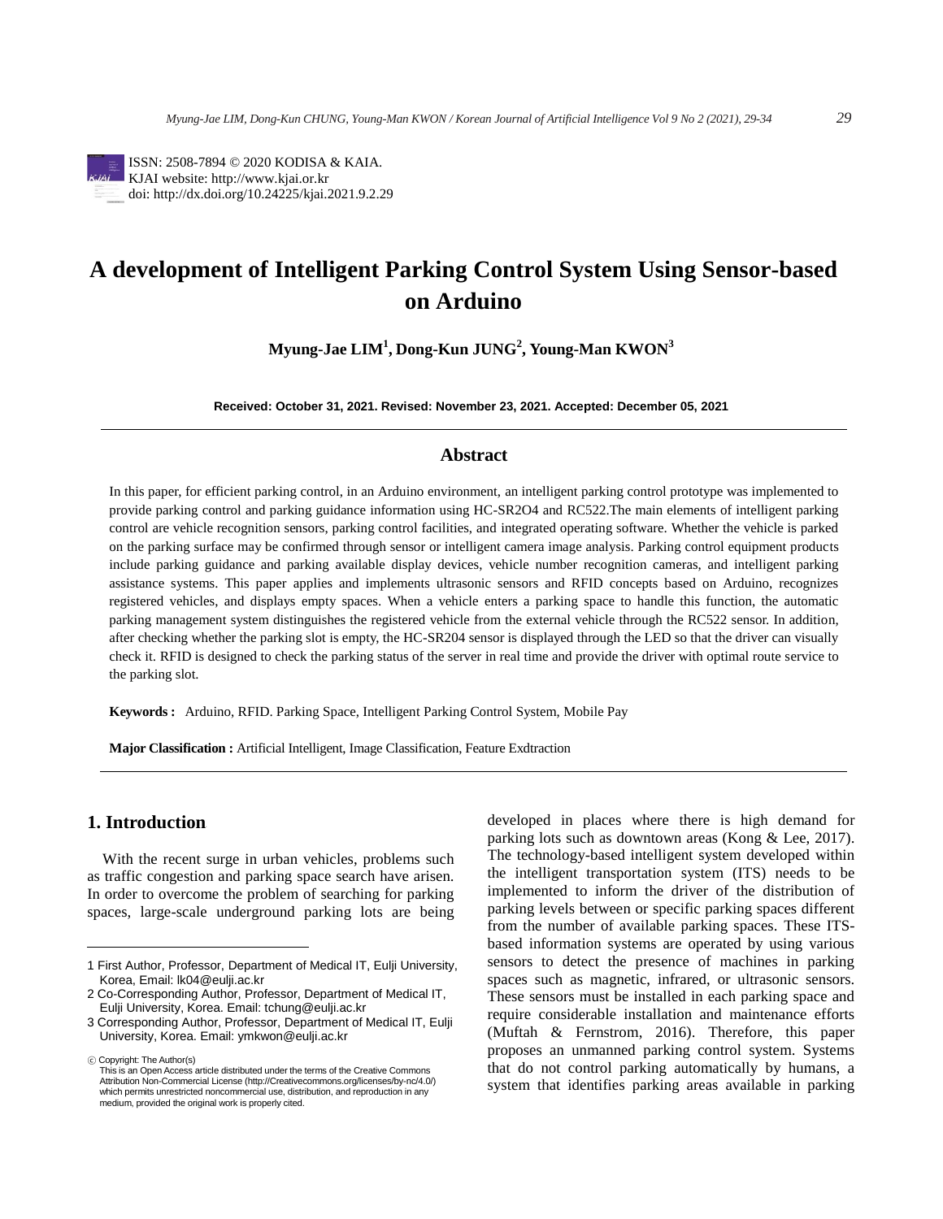ISSN: 2508-7894 © 2020 KODISA & KAIA.
KJAI website: http://www.kjai.or.kr
doi: http://dx.doi.org/10.24225/kjai.2021.9.2.29

# A development of Intelligent Parking Control System Using Sensor-based on Arduino

**Myung-Jae LIM[1], Dong-Kun JUNG[2], Young-Man KWON[3]**

**Received: October 31, 2021. Revised: November 23, 2021. Accepted: December 05, 2021**

## Abstract

In this paper, for efficient parking control, in an Arduino environment, an intelligent parking control prototype was implemented to provide parking control and parking guidance information using HC-SR2O4 and RC522.The main elements of intelligent parking control are vehicle recognition sensors, parking control facilities, and integrated operating software. Whether the vehicle is parked on the parking surface may be confirmed through sensor or intelligent camera image analysis. Parking control equipment products include parking guidance and parking available display devices, vehicle number recognition cameras, and intelligent parking assistance systems. This paper applies and implements ultrasonic sensors and RFID concepts based on Arduino, recognizes registered vehicles, and displays empty spaces. When a vehicle enters a parking space to handle this function, the automatic parking management system distinguishes the registered vehicle from the external vehicle through the RC522 sensor. In addition, after checking whether the parking slot is empty, the HC-SR204 sensor is displayed through the LED so that the driver can visually check it. RFID is designed to check the parking status of the server in real time and provide the driver with optimal route service to the parking slot.

**Keywords :** Arduino, RFID. Parking Space, Intelligent Parking Control System, Mobile Pay

**Major Classification :** Artificial Intelligent, Image Classification, Feature Exdtraction

## 1. Introduction

With the recent surge in urban vehicles, problems such as traffic congestion and parking space search have arisen. In order to overcome the problem of searching for parking spaces, large-scale underground parking lots are being developed in places where there is high demand for parking lots such as downtown areas (Kong & Lee, 2017). The technology-based intelligent system developed within the intelligent transportation system (ITS) needs to be implemented to inform the driver of the distribution of parking levels between or specific parking spaces different from the number of available parking spaces. These ITS-based information systems are operated by using various sensors to detect the presence of machines in parking spaces such as magnetic, infrared, or ultrasonic sensors. These sensors must be installed in each parking space and require considerable installation and maintenance efforts (Muftah & Fernstrom, 2016). Therefore, this paper proposes an unmanned parking control system. Systems that do not control parking automatically by humans, a system that identifies parking areas available in parking

---

1 First Author, Professor, Department of Medical IT, Eulji University, Korea, Email: lk04@eulji.ac.kr

2 Co-Corresponding Author, Professor, Department of Medical IT, Eulji University, Korea. Email: tchung@eulji.ac.kr

3 Corresponding Author, Professor, Department of Medical IT, Eulji University, Korea. Email: ymkwon@eulji.ac.kr

ⓒ Copyright: The Author(s)
This is an Open Access article distributed under the terms of the Creative Commons Attribution Non-Commercial License (http://Creativecommons.org/licenses/by-nc/4.0/) which permits unrestricted noncommercial use, distribution, and reproduction in any medium, provided the original work is properly cited.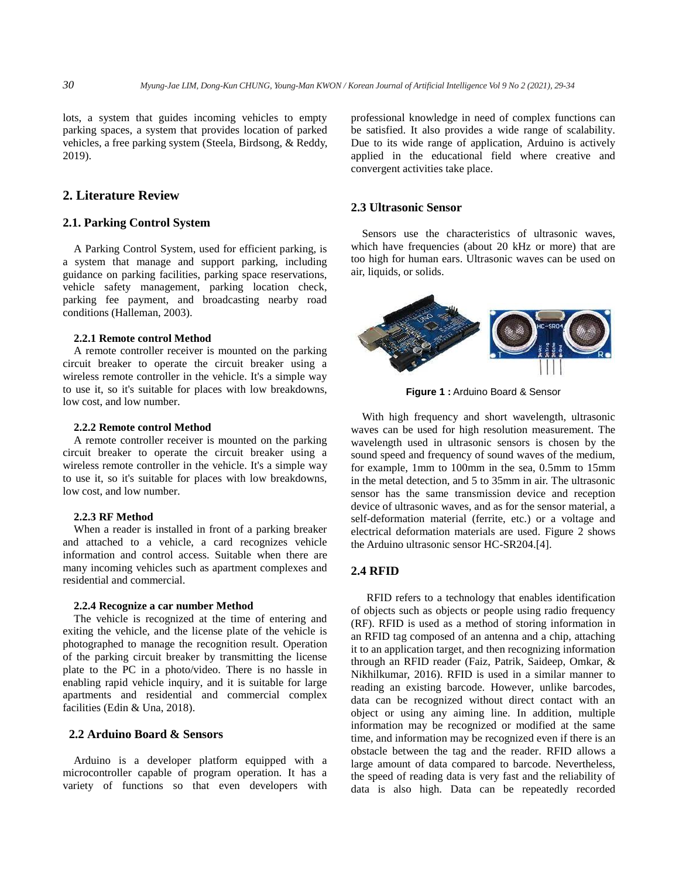lots, a system that guides incoming vehicles to empty parking spaces, a system that provides location of parked vehicles, a free parking system (Steela, Birdsong, & Reddy, 2019).

## 2. Literature Review

### 2.1. Parking Control System

A Parking Control System, used for efficient parking, is a system that manage and support parking, including guidance on parking facilities, parking space reservations, vehicle safety management, parking location check, parking fee payment, and broadcasting nearby road conditions (Halleman, 2003).

#### 2.2.1 Remote control Method

A remote controller receiver is mounted on the parking circuit breaker to operate the circuit breaker using a wireless remote controller in the vehicle. It's a simple way to use it, so it's suitable for places with low breakdowns, low cost, and low number.

#### 2.2.2 Remote control Method

A remote controller receiver is mounted on the parking circuit breaker to operate the circuit breaker using a wireless remote controller in the vehicle. It's a simple way to use it, so it's suitable for places with low breakdowns, low cost, and low number.

#### 2.2.3 RF Method

When a reader is installed in front of a parking breaker and attached to a vehicle, a card recognizes vehicle information and control access. Suitable when there are many incoming vehicles such as apartment complexes and residential and commercial.

#### 2.2.4 Recognize a car number Method

The vehicle is recognized at the time of entering and exiting the vehicle, and the license plate of the vehicle is photographed to manage the recognition result. Operation of the parking circuit breaker by transmitting the license plate to the PC in a photo/video. There is no hassle in enabling rapid vehicle inquiry, and it is suitable for large apartments and residential and commercial complex facilities (Edin & Una, 2018).

### 2.2 Arduino Board & Sensors

Arduino is a developer platform equipped with a microcontroller capable of program operation. It has a variety of functions so that even developers with professional knowledge in need of complex functions can be satisfied. It also provides a wide range of scalability. Due to its wide range of application, Arduino is actively applied in the educational field where creative and convergent activities take place.

### 2.3 Ultrasonic Sensor

Sensors use the characteristics of ultrasonic waves, which have frequencies (about 20 kHz or more) that are too high for human ears. Ultrasonic waves can be used on air, liquids, or solids.

**Figure 1 :** Arduino Board & Sensor

With high frequency and short wavelength, ultrasonic waves can be used for high resolution measurement. The wavelength used in ultrasonic sensors is chosen by the sound speed and frequency of sound waves of the medium, for example, 1mm to 100mm in the sea, 0.5mm to 15mm in the metal detection, and 5 to 35mm in air. The ultrasonic sensor has the same transmission device and reception device of ultrasonic waves, and as for the sensor material, a self-deformation material (ferrite, etc.) or a voltage and electrical deformation materials are used. Figure 2 shows the Arduino ultrasonic sensor HC-SR204.[4].

### 2.4 RFID

RFID refers to a technology that enables identification of objects such as objects or people using radio frequency (RF). RFID is used as a method of storing information in an RFID tag composed of an antenna and a chip, attaching it to an application target, and then recognizing information through an RFID reader (Faiz, Patrik, Saideep, Omkar, & Nikhilkumar, 2016). RFID is used in a similar manner to reading an existing barcode. However, unlike barcodes, data can be recognized without direct contact with an object or using any aiming line. In addition, multiple information may be recognized or modified at the same time, and information may be recognized even if there is an obstacle between the tag and the reader. RFID allows a large amount of data compared to barcode. Nevertheless, the speed of reading data is very fast and the reliability of data is also high. Data can be repeatedly recorded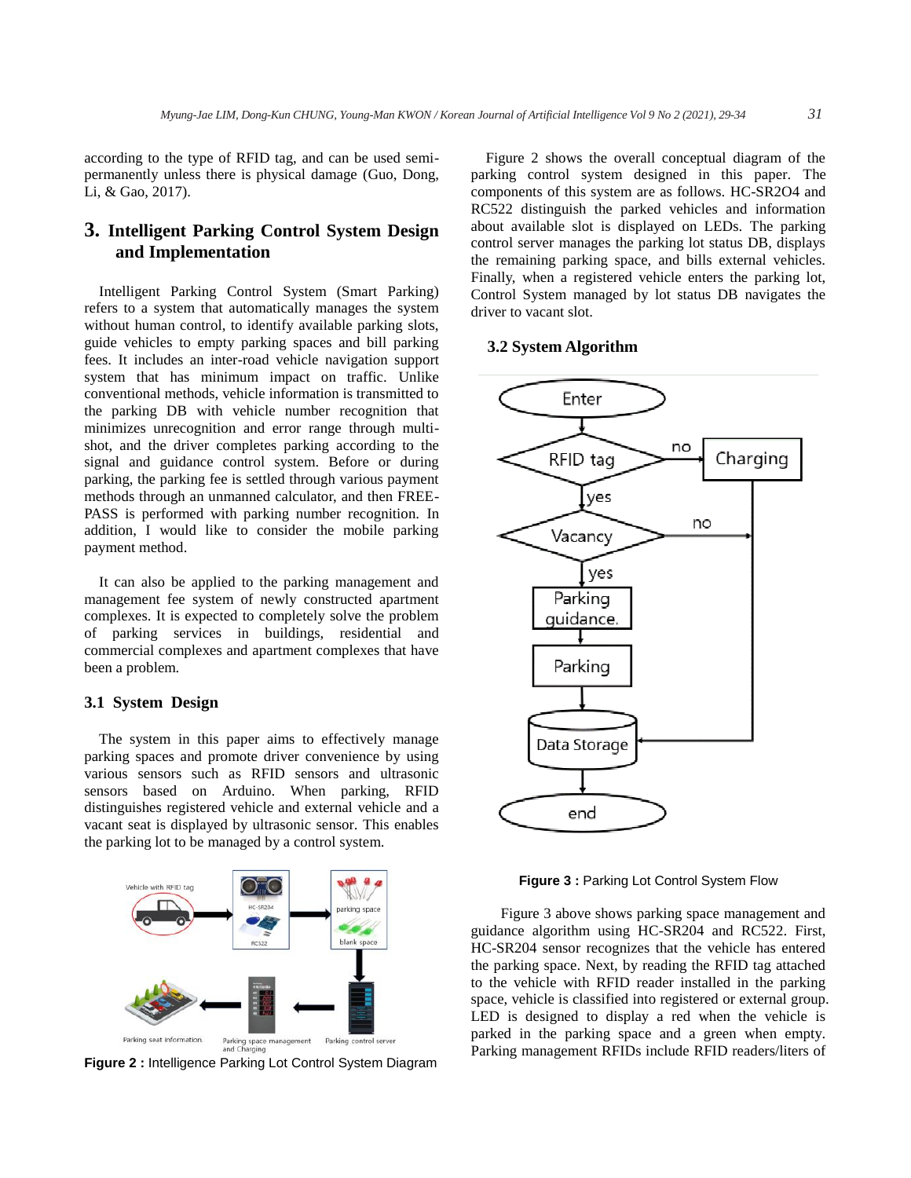according to the type of RFID tag, and can be used semi-permanently unless there is physical damage (Guo, Dong, Li, & Gao, 2017).

## 3. Intelligent Parking Control System Design and Implementation

Intelligent Parking Control System (Smart Parking) refers to a system that automatically manages the system without human control, to identify available parking slots, guide vehicles to empty parking spaces and bill parking fees. It includes an inter-road vehicle navigation support system that has minimum impact on traffic. Unlike conventional methods, vehicle information is transmitted to the parking DB with vehicle number recognition that minimizes unrecognition and error range through multi-shot, and the driver completes parking according to the signal and guidance control system. Before or during parking, the parking fee is settled through various payment methods through an unmanned calculator, and then FREE-PASS is performed with parking number recognition. In addition, I would like to consider the mobile parking payment method.

It can also be applied to the parking management and management fee system of newly constructed apartment complexes. It is expected to completely solve the problem of parking services in buildings, residential and commercial complexes and apartment complexes that have been a problem.

### 3.1 System Design

The system in this paper aims to effectively manage parking spaces and promote driver convenience by using various sensors such as RFID sensors and ultrasonic sensors based on Arduino. When parking, RFID distinguishes registered vehicle and external vehicle and a vacant seat is displayed by ultrasonic sensor. This enables the parking lot to be managed by a control system.

**Figure 2 :** Intelligence Parking Lot Control System Diagram

Figure 2 shows the overall conceptual diagram of the parking control system designed in this paper. The components of this system are as follows. HC-SR2O4 and RC522 distinguish the parked vehicles and information about available slot is displayed on LEDs. The parking control server manages the parking lot status DB, displays the remaining parking space, and bills external vehicles. Finally, when a registered vehicle enters the parking lot, Control System managed by lot status DB navigates the driver to vacant slot.

### 3.2 System Algorithm

**Figure 3 :** Parking Lot Control System Flow

Figure 3 above shows parking space management and guidance algorithm using HC-SR204 and RC522. First, HC-SR204 sensor recognizes that the vehicle has entered the parking space. Next, by reading the RFID tag attached to the vehicle with RFID reader installed in the parking space, vehicle is classified into registered or external group. LED is designed to display a red when the vehicle is parked in the parking space and a green when empty. Parking management RFIDs include RFID readers/liters of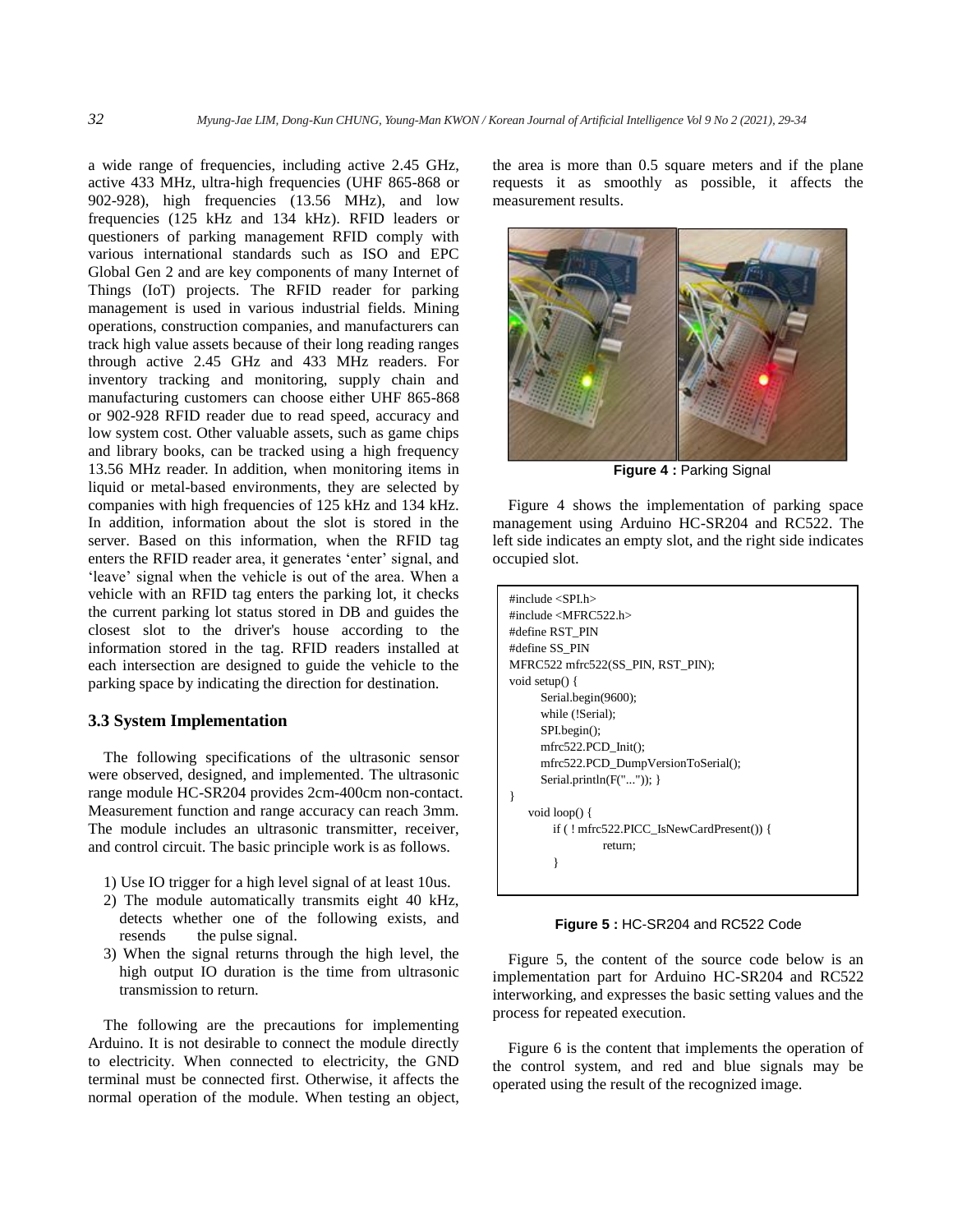a wide range of frequencies, including active 2.45 GHz, active 433 MHz, ultra-high frequencies (UHF 865-868 or 902-928), high frequencies (13.56 MHz), and low frequencies (125 kHz and 134 kHz). RFID leaders or questioners of parking management RFID comply with various international standards such as ISO and EPC Global Gen 2 and are key components of many Internet of Things (IoT) projects. The RFID reader for parking management is used in various industrial fields. Mining operations, construction companies, and manufacturers can track high value assets because of their long reading ranges through active 2.45 GHz and 433 MHz readers. For inventory tracking and monitoring, supply chain and manufacturing customers can choose either UHF 865-868 or 902-928 RFID reader due to read speed, accuracy and low system cost. Other valuable assets, such as game chips and library books, can be tracked using a high frequency 13.56 MHz reader. In addition, when monitoring items in liquid or metal-based environments, they are selected by companies with high frequencies of 125 kHz and 134 kHz. In addition, information about the slot is stored in the server. Based on this information, when the RFID tag enters the RFID reader area, it generates 'enter' signal, and 'leave' signal when the vehicle is out of the area. When a vehicle with an RFID tag enters the parking lot, it checks the current parking lot status stored in DB and guides the closest slot to the driver's house according to the information stored in the tag. RFID readers installed at each intersection are designed to guide the vehicle to the parking space by indicating the direction for destination.

### 3.3 System Implementation

The following specifications of the ultrasonic sensor were observed, designed, and implemented. The ultrasonic range module HC-SR204 provides 2cm-400cm non-contact. Measurement function and range accuracy can reach 3mm. The module includes an ultrasonic transmitter, receiver, and control circuit. The basic principle work is as follows.

1) Use IO trigger for a high level signal of at least 10us.
2) The module automatically transmits eight 40 kHz, detects whether one of the following exists, and resends the pulse signal.
3) When the signal returns through the high level, the high output IO duration is the time from ultrasonic transmission to return.

The following are the precautions for implementing Arduino. It is not desirable to connect the module directly to electricity. When connected to electricity, the GND terminal must be connected first. Otherwise, it affects the normal operation of the module. When testing an object, the area is more than 0.5 square meters and if the plane requests it as smoothly as possible, it affects the measurement results.

**Figure 4 :** Parking Signal

Figure 4 shows the implementation of parking space management using Arduino HC-SR204 and RC522. The left side indicates an empty slot, and the right side indicates occupied slot.

```
#include <SPI.h>
#include <MFRC522.h>
#define RST_PIN
#define SS_PIN
MFRC522 mfrc522(SS_PIN, RST_PIN);
void setup() {
      Serial.begin(9600);
      while (!Serial);
      SPI.begin();
      mfrc522.PCD_Init();
      mfrc522.PCD_DumpVersionToSerial();
      Serial.println(F("...")); }
}
   void loop() {
         if ( ! mfrc522.PICC_IsNewCardPresent()) {
                  return;
         }
```

**Figure 5 :** HC-SR204 and RC522 Code

Figure 5, the content of the source code below is an implementation part for Arduino HC-SR204 and RC522 interworking, and expresses the basic setting values and the process for repeated execution.

Figure 6 is the content that implements the operation of the control system, and red and blue signals may be operated using the result of the recognized image.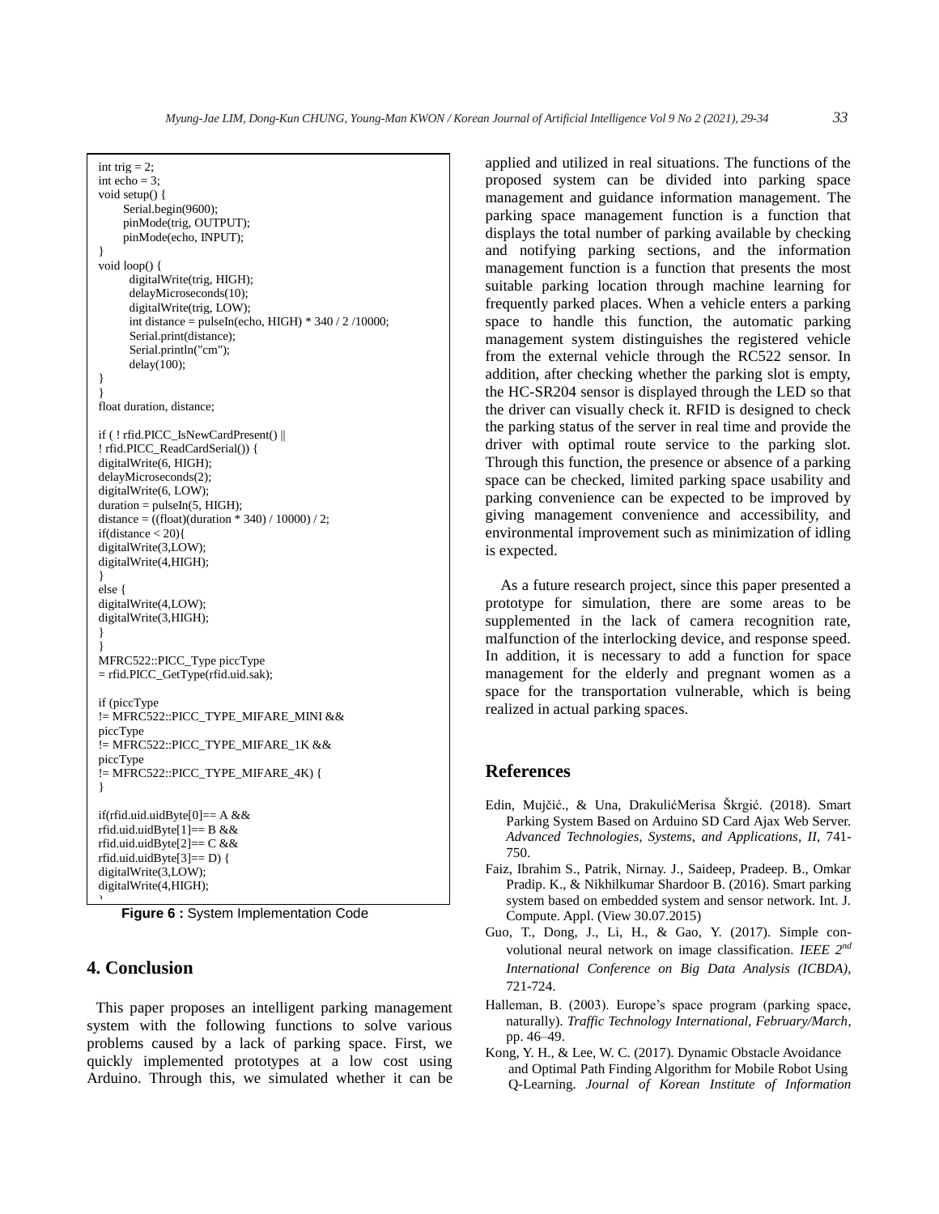```
int trig = 2;
int echo = 3;
void setup() {
      Serial.begin(9600);
      pinMode(trig, OUTPUT);
      pinMode(echo, INPUT);
}
void loop() {
        digitalWrite(trig, HIGH);
        delayMicroseconds(10);
        digitalWrite(trig, LOW);
        int distance = pulseIn(echo, HIGH) * 340 / 2 /10000;
        Serial.print(distance);
        Serial.println("cm");
        delay(100);
}
}
float duration, distance;

if ( ! rfid.PICC_IsNewCardPresent() ||
! rfid.PICC_ReadCardSerial()) {
digitalWrite(6, HIGH);
delayMicroseconds(2);
digitalWrite(6, LOW);
duration = pulseIn(5, HIGH);
distance = ((float)(duration * 340) / 10000) / 2;
if(distance < 20){
digitalWrite(3,LOW);
digitalWrite(4,HIGH);
}
else {
digitalWrite(4,LOW);
digitalWrite(3,HIGH);
}
}
MFRC522::PICC_Type piccType
= rfid.PICC_GetType(rfid.uid.sak);

if (piccType
!= MFRC522::PICC_TYPE_MIFARE_MINI &&
piccType
!= MFRC522::PICC_TYPE_MIFARE_1K &&
piccType
!= MFRC522::PICC_TYPE_MIFARE_4K) {
}

if(rfid.uid.uidByte[0]== A &&
rfid.uid.uidByte[1]== B &&
rfid.uid.uidByte[2]== C &&
rfid.uid.uidByte[3]== D) {
digitalWrite(3,LOW);
digitalWrite(4,HIGH);
}
```

**Figure 6 :** System Implementation Code

## 4. Conclusion

This paper proposes an intelligent parking management system with the following functions to solve various problems caused by a lack of parking space. First, we quickly implemented prototypes at a low cost using Arduino. Through this, we simulated whether it can be applied and utilized in real situations. The functions of the proposed system can be divided into parking space management and guidance information management. The parking space management function is a function that displays the total number of parking available by checking and notifying parking sections, and the information management function is a function that presents the most suitable parking location through machine learning for frequently parked places. When a vehicle enters a parking space to handle this function, the automatic parking management system distinguishes the registered vehicle from the external vehicle through the RC522 sensor. In addition, after checking whether the parking slot is empty, the HC-SR204 sensor is displayed through the LED so that the driver can visually check it. RFID is designed to check the parking status of the server in real time and provide the driver with optimal route service to the parking slot. Through this function, the presence or absence of a parking space can be checked, limited parking space usability and parking convenience can be expected to be improved by giving management convenience and accessibility, and environmental improvement such as minimization of idling is expected.

As a future research project, since this paper presented a prototype for simulation, there are some areas to be supplemented in the lack of camera recognition rate, malfunction of the interlocking device, and response speed. In addition, it is necessary to add a function for space management for the elderly and pregnant women as a space for the transportation vulnerable, which is being realized in actual parking spaces.

## References

Edin, Mujčić., & Una, DrakulićMerisa Škrgić. (2018). Smart Parking System Based on Arduino SD Card Ajax Web Server. *Advanced Technologies, Systems, and Applications, II*, 741-750.

Faiz, Ibrahim S., Patrik, Nirnay. J., Saideep, Pradeep. B., Omkar Pradip. K., & Nikhilkumar Shardoor B. (2016). Smart parking system based on embedded system and sensor network. Int. J. Compute. Appl. (View 30.07.2015)

Guo, T., Dong, J., Li, H., & Gao, Y. (2017). Simple convolutional neural network on image classification. *IEEE 2nd International Conference on Big Data Analysis (ICBDA)*, 721-724.

Halleman, B. (2003). Europe's space program (parking space, naturally). *Traffic Technology International, February/March*, pp. 46–49.

Kong, Y. H., & Lee, W. C. (2017). Dynamic Obstacle Avoidance and Optimal Path Finding Algorithm for Mobile Robot Using Q-Learning. *Journal of Korean Institute of Information*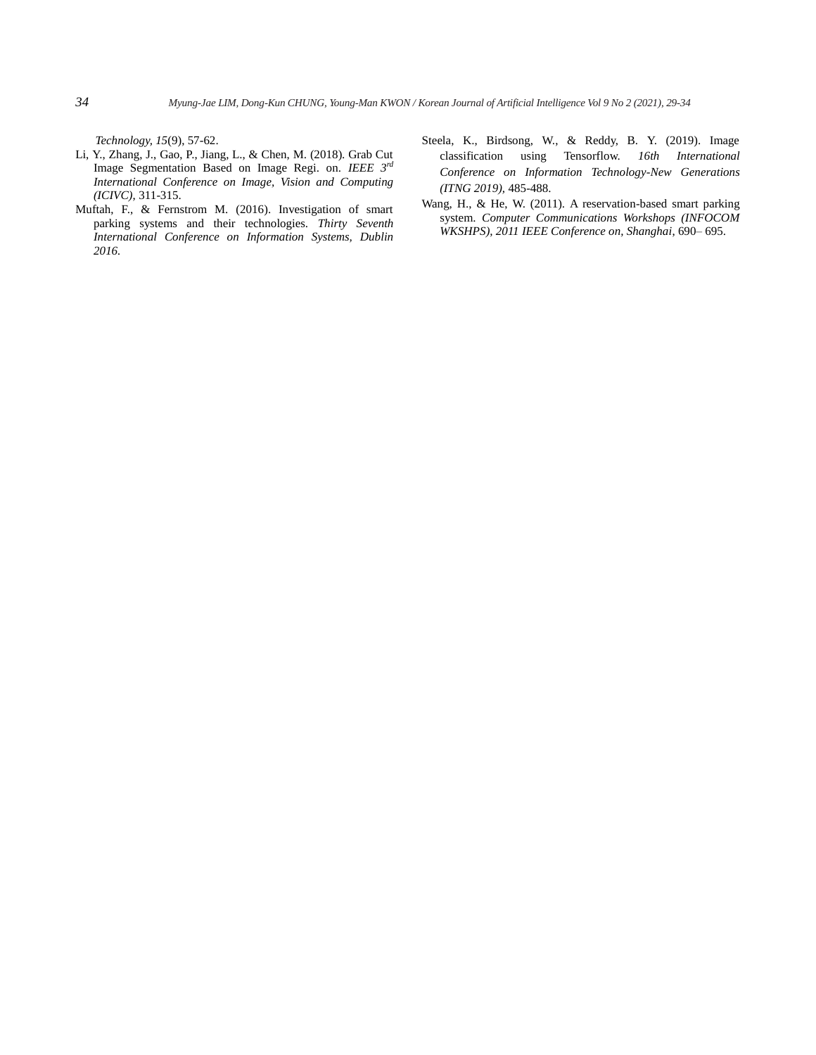*Technology, 15*(9), 57-62.

Li, Y., Zhang, J., Gao, P., Jiang, L., & Chen, M. (2018). Grab Cut Image Segmentation Based on Image Regi. on. *IEEE 3rd International Conference on Image, Vision and Computing (ICIVC)*, 311-315.

Muftah, F., & Fernstrom M. (2016). Investigation of smart parking systems and their technologies. *Thirty Seventh International Conference on Information Systems, Dublin 2016.*

Steela, K., Birdsong, W., & Reddy, B. Y. (2019). Image classification using Tensorflow. *16th International Conference on Information Technology-New Generations (ITNG 2019)*, 485-488.

Wang, H., & He, W. (2011). A reservation-based smart parking system. *Computer Communications Workshops (INFOCOM WKSHPS), 2011 IEEE Conference on, Shanghai*, 690– 695.